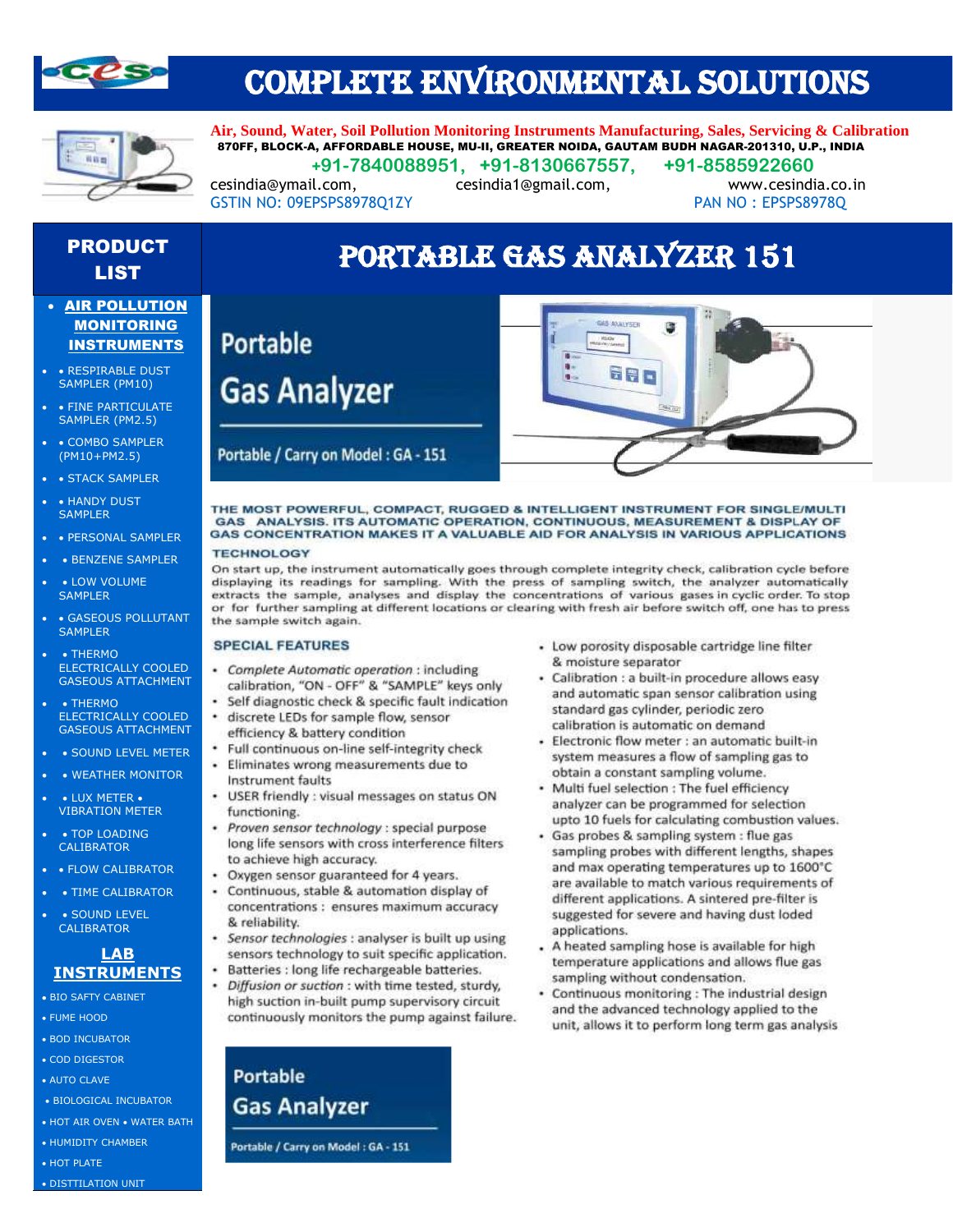# COMPLETE ENVIRONMENTAL SOLUTIONS

**Air, Sound, Water, Soil Pollution Monitoring Instruments Manufacturing, Sales, Servicing & Calibration**

870FF, BLOCK-A, AFFORDABLE HOUSE, MU-II, GREATER NOIDA, GAUTAM BUDH NAGAR-201310, U.P., INDIA

+91-7840088951, +91-8130667557, +91-8585922660

cesindia@ymail.com, cesindia1@gmail.com, www.cesindia.co.in

GSTIN NO: 09EPSPS8978Q1ZY PAN NO : EPSPS8978Q

## PRODUCT LIST

- **AIR POLLUTION MONITORING INSTRUMENTS**
- • RESPIRABLE DUST SAMPLER (PM10)
- • FINE PARTICULATE SAMPLER (PM2.5)
- • COMBO SAMPLER (PM10+PM2.5)
- • STACK SAMPLER
- • HANDY DUST SAMPLER
- • PERSONAL SAMPLER
- • BENZENE SAMPLER
- • LOW VOLUME SAMPLER
- • GASEOUS POLLUTANT SAMPLER
- • THERMO ELECTRICALLY COOLED GASEOUS ATTACHMENT
- • THERMO ELECTRICALLY COOLED GASEOUS ATTACHMENT
- • SOUND LEVEL METER
- • WEATHER MONITOR
- • LUX METER • VIBRATION METER
- • TOP LOADING CALIBRATOR
- • FLOW CALIBRATOR
- • TIME CALIBRATOR
- • SOUND LEVEL CALIBRATOR

**LAB INSTRUMENTS**

- BIO SAFTY CABINET
- FUME HOOD
- BOD INCUBATOR
- COD DIGESTOR
- AUTO CLAVE
- BIOLOGICAL INCUBATOR
- HOT AIR OVEN • WATER BATH
- HUMIDITY CHAMBER
- HOT PLATE
- DISTTILATION UNIT

# PORTABLE GAS ANALYZER 151

Portable Gas Analyzer

Portable / Carry on Model : GA - 151

THE MOST POWERFUL, COMPACT, RUGGED & INTELLIGENT INSTRUMENT FOR SINGLE/MULTI GAS ANALYSIS. ITS AUTOMATIC OPERATION, CONTINUOUS, MEASUREMENT & DISPLAY OF GAS CONCENTRATION MAKES IT A VALUABLE AID FOR ANALYSIS IN VARIOUS APPLICATIONS

### TECHNOLOGY

On start up, the instrument automatically goes through complete integrity check, calibration cycle before displaying its readings for sampling. With the press of sampling switch, the analyzer automatically extracts the sample, analyses and display the concentrations of various gases in cyclic order. To stop or for further sampling at different locations or clearing with fresh air before switch off, one has to press the sample switch again.

### SPECIAL FEATURES

- *Complete Automatic operation* : including calibration, "ON - OFF" & "SAMPLE" keys only
- Self diagnostic check & specific fault indication
- discrete LEDs for sample flow, sensor efficiency & battery condition
- Full continuous on-line self-integrity check
- Eliminates wrong measurements due to Instrument faults
- USER friendly : visual messages on status ON functioning.
- *Proven sensor technology* : special purpose long life sensors with cross interference filters to achieve high accuracy.
- Oxygen sensor guaranteed for 4 years.
- Continuous, stable & automation display of concentrations : ensures maximum accuracy & reliability.
- *Sensor technologies* : analyser is built up using sensors technology to suit specific application.
- Batteries : long life rechargeable batteries.
- *Diffusion or suction* : with time tested, sturdy, high suction in-built pump supervisory circuit continuously monitors the pump against failure.
- Low porosity disposable cartridge line filter & moisture separator
- Calibration : a built-in procedure allows easy and automatic span sensor calibration using standard gas cylinder, periodic zero calibration is automatic on demand
- Electronic flow meter : an automatic built-in system measures a flow of sampling gas to obtain a constant sampling volume.
- Multi fuel selection : The fuel efficiency analyzer can be programmed for selection upto 10 fuels for calculating combustion values.
- Gas probes & sampling system : flue gas sampling probes with different lengths, shapes and max operating temperatures up to 1600°C are available to match various requirements of different applications. A sintered pre-filter is suggested for severe and having dust loded applications.
- A heated sampling hose is available for high temperature applications and allows flue gas sampling without condensation.
- Continuous monitoring : The industrial design and the advanced technology applied to the unit, allows it to perform long term gas analysis

Portable Gas Analyzer

Portable / Carry on Model : GA - 151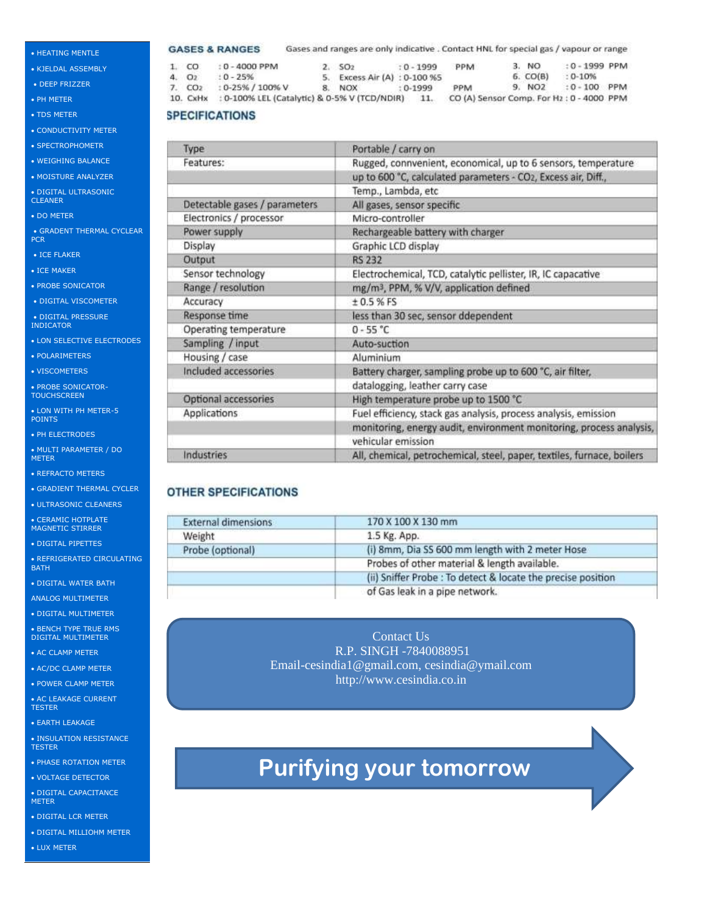- HEATING MENTLE
- KJELDAL ASSEMBLY
- DEEP FRIZZER
- PH METER
- TDS METER
- CONDUCTIVITY METER
- SPECTROPHOMETR
- WEIGHING BALANCE
- MOISTURE ANALYZER
- DIGITAL ULTRASONIC CLEANER
- DO METER
- GRADENT THERMAL CYCLEAR PCR
- ICE FLAKER
- ICE MAKER
- PROBE SONICATOR
- DIGITAL VISCOMETER
- DIGITAL PRESSURE INDICATOR
- LON SELECTIVE ELECTRODES
- POLARIMETERS
- VISCOMETERS
- PROBE SONICATOR-TOUCHSCREEN
- LON WITH PH METER-5 POINTS
- PH ELECTRODES
- MULTI PARAMETER / DO METER
- REFRACTO METERS
- GRADIENT THERMAL CYCLER
- ULTRASONIC CLEANERS
- CERAMIC HOTPLATE MAGNETIC STIRRER
- DIGITAL PIPETTES
- REFRIGERATED CIRCULATING BATH
- DIGITAL WATER BATH
- ANALOG MULTIMETER
- DIGITAL MULTIMETER
- BENCH TYPE TRUE RMS DIGITAL MULTIMETER
- AC CLAMP METER
- AC/DC CLAMP METER
- POWER CLAMP METER
- AC LEAKAGE CURRENT TESTER
- EARTH LEAKAGE
- INSULATION RESISTANCE TESTER
- PHASE ROTATION METER
- VOLTAGE DETECTOR
- DIGITAL CAPACITANCE METER
- DIGITAL LCR METER
- DIGITAL MILLIOHM METER
- LUX METER

## GASES & RANGES

Gases and ranges are only indicative . Contact HNL for special gas / vapour or range

1. CO : 0 - 4000 PPM
2. $SO_2$ : 0 - 1999 PPM
3. NO : 0 - 1999 PPM
4. $O_2$ : 0 - 25%
5. Excess Air (A) : 0-100 %5
6. CO(B) : 0-10%
7. $CO_2$ : 0-25% / 100% V
8. NOX : 0-1999 PPM
9. NO2 : 0 - 100 PPM
10. CxHx : 0-100% LEL (Catalytic) & 0-5% V (TCD/NDIR)
11. CO (A) Sensor Comp. For $H_2$ : 0 - 4000 PPM

## SPECIFICATIONS

| | |
|---|---|
| Type | Portable / carry on |
| Features: | Rugged, connvenient, economical, up to 6 sensors, temperature up to 600 °C, calculated parameters - $CO_2$, Excess air, Diff., Temp., Lambda, etc |
| Detectable gases / parameters | All gases, sensor specific |
| Electronics / processor | Micro-controller |
| Power supply | Rechargeable battery with charger |
| Display | Graphic LCD display |
| Output | RS 232 |
| Sensor technology | Electrochemical, TCD, catalytic pellister, IR, IC capacative |
| Range / resolution | mg/m³, PPM, % V/V, application defined |
| Accuracy | ± 0.5 % FS |
| Response time | less than 30 sec, sensor ddependent |
| Operating temperature | 0 - 55 °C |
| Sampling / input | Auto-suction |
| Housing / case | Aluminium |
| Included accessories | Battery charger, sampling probe up to 600 °C, air filter, datalogging, leather carry case |
| Optional accessories | High temperature probe up to 1500 °C |
| Applications | Fuel efficiency, stack gas analysis, process analysis, emission monitoring, energy audit, environment monitoring, process analysis, vehicular emission |
| Industries | All, chemical, petrochemical, steel, paper, textiles, furnace, boilers |

## OTHER SPECIFICATIONS

| | |
|---|---|
| External dimensions | 170 X 100 X 130 mm |
| Weight | 1.5 Kg. App. |
| Probe (optional) | (i) 8mm, Dia SS 600 mm length with 2 meter Hose |
| | Probes of other material & length available. |
| | (ii) Sniffer Probe : To detect & locate the precise position of Gas leak in a pipe network. |

Contact Us
R.P. SINGH -7840088951
Email-cesindia1@gmail.com, cesindia@ymail.com
http://www.cesindia.co.in

**Purifying your tomorrow**